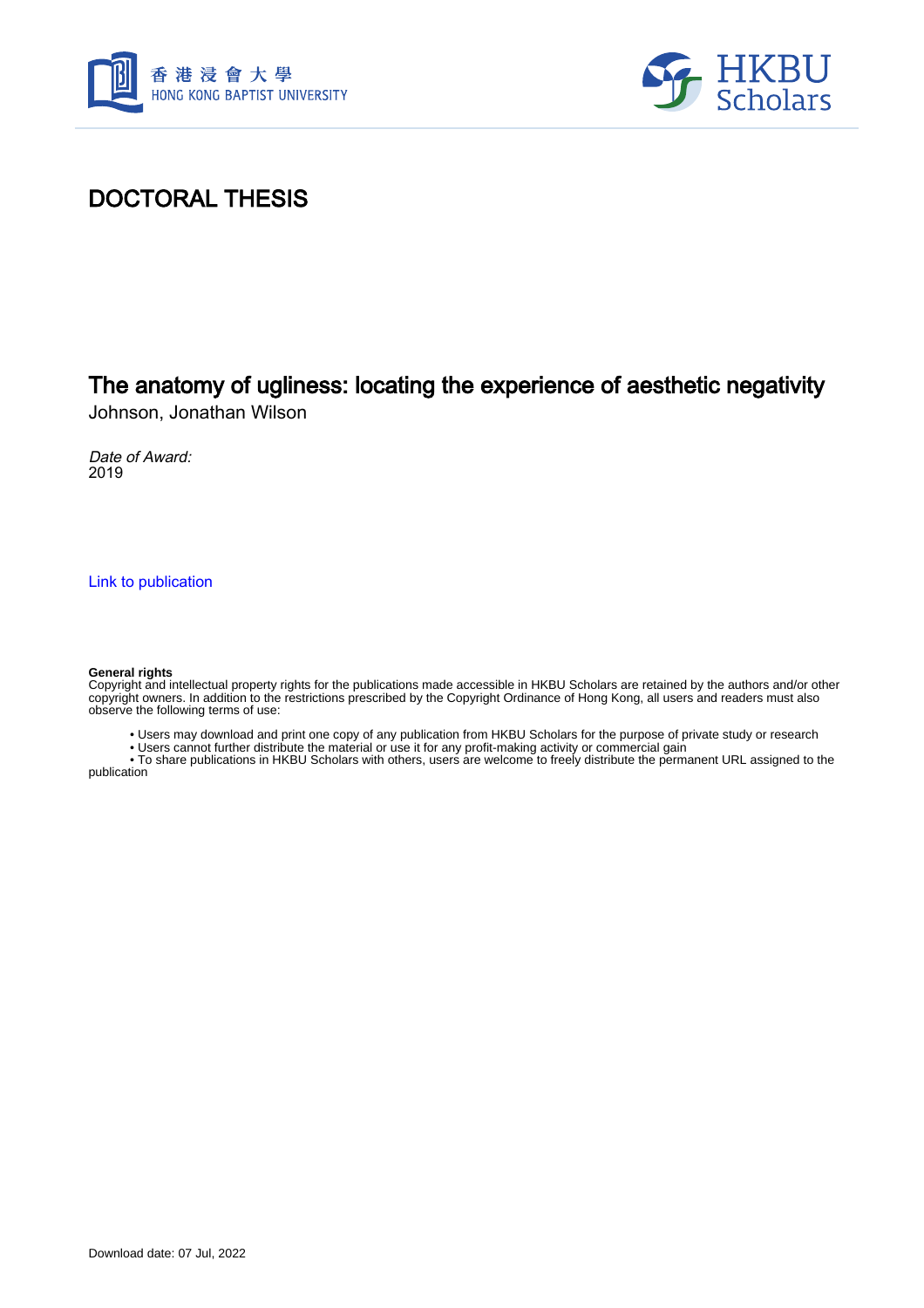香港浸會大學
HONG KONG BAPTIST UNIVERSITY

HKBU Scholars

# DOCTORAL THESIS

## The anatomy of ugliness: locating the experience of aesthetic negativity

Johnson, Jonathan Wilson

*Date of Award:*
2019

Link to publication

**General rights**
Copyright and intellectual property rights for the publications made accessible in HKBU Scholars are retained by the authors and/or other copyright owners. In addition to the restrictions prescribed by the Copyright Ordinance of Hong Kong, all users and readers must also observe the following terms of use:

- Users may download and print one copy of any publication from HKBU Scholars for the purpose of private study or research
- Users cannot further distribute the material or use it for any profit-making activity or commercial gain
- To share publications in HKBU Scholars with others, users are welcome to freely distribute the permanent URL assigned to the publication

Download date: 07 Jul, 2022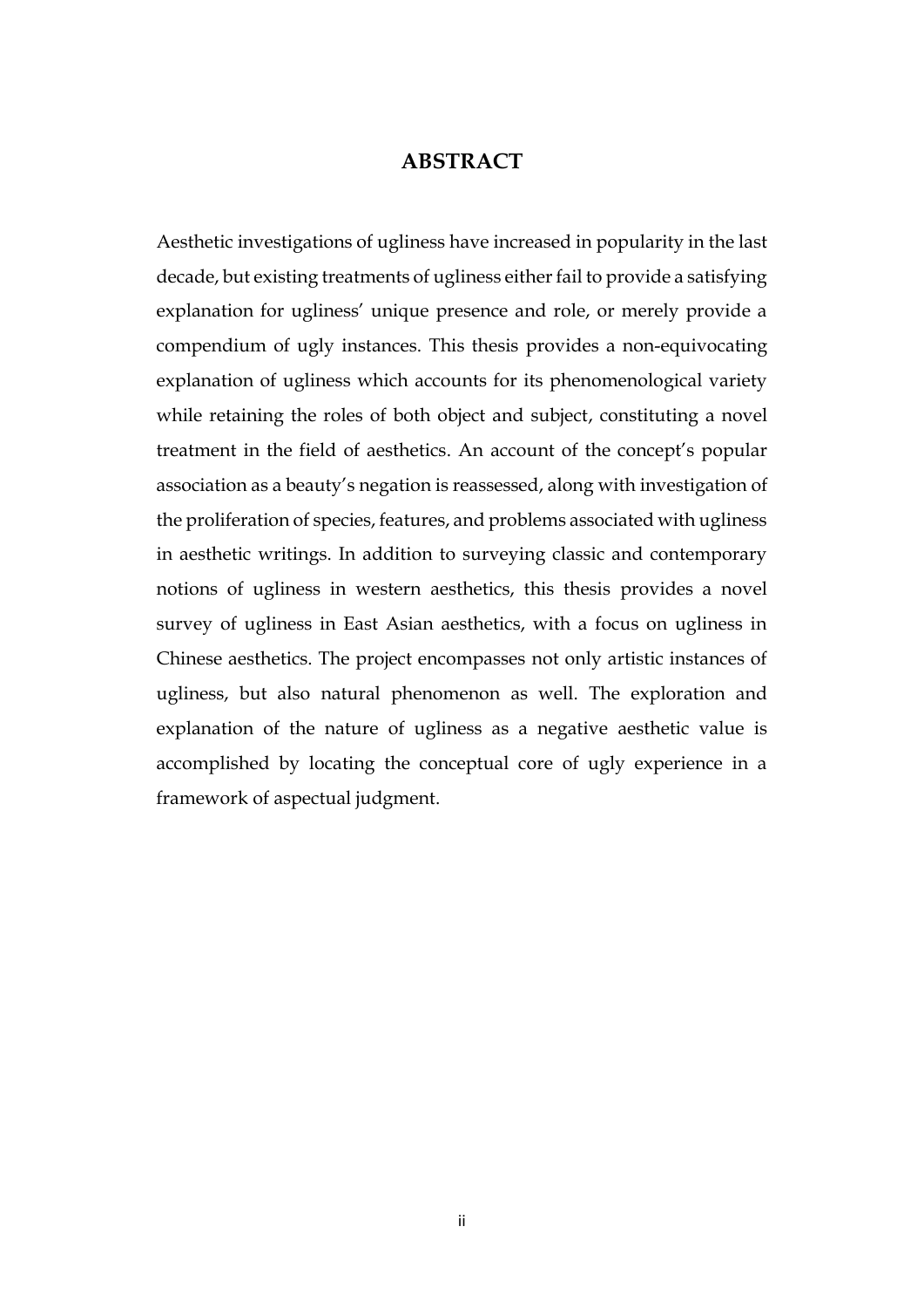# ABSTRACT

Aesthetic investigations of ugliness have increased in popularity in the last decade, but existing treatments of ugliness either fail to provide a satisfying explanation for ugliness' unique presence and role, or merely provide a compendium of ugly instances. This thesis provides a non-equivocating explanation of ugliness which accounts for its phenomenological variety while retaining the roles of both object and subject, constituting a novel treatment in the field of aesthetics. An account of the concept's popular association as a beauty's negation is reassessed, along with investigation of the proliferation of species, features, and problems associated with ugliness in aesthetic writings. In addition to surveying classic and contemporary notions of ugliness in western aesthetics, this thesis provides a novel survey of ugliness in East Asian aesthetics, with a focus on ugliness in Chinese aesthetics. The project encompasses not only artistic instances of ugliness, but also natural phenomenon as well. The exploration and explanation of the nature of ugliness as a negative aesthetic value is accomplished by locating the conceptual core of ugly experience in a framework of aspectual judgment.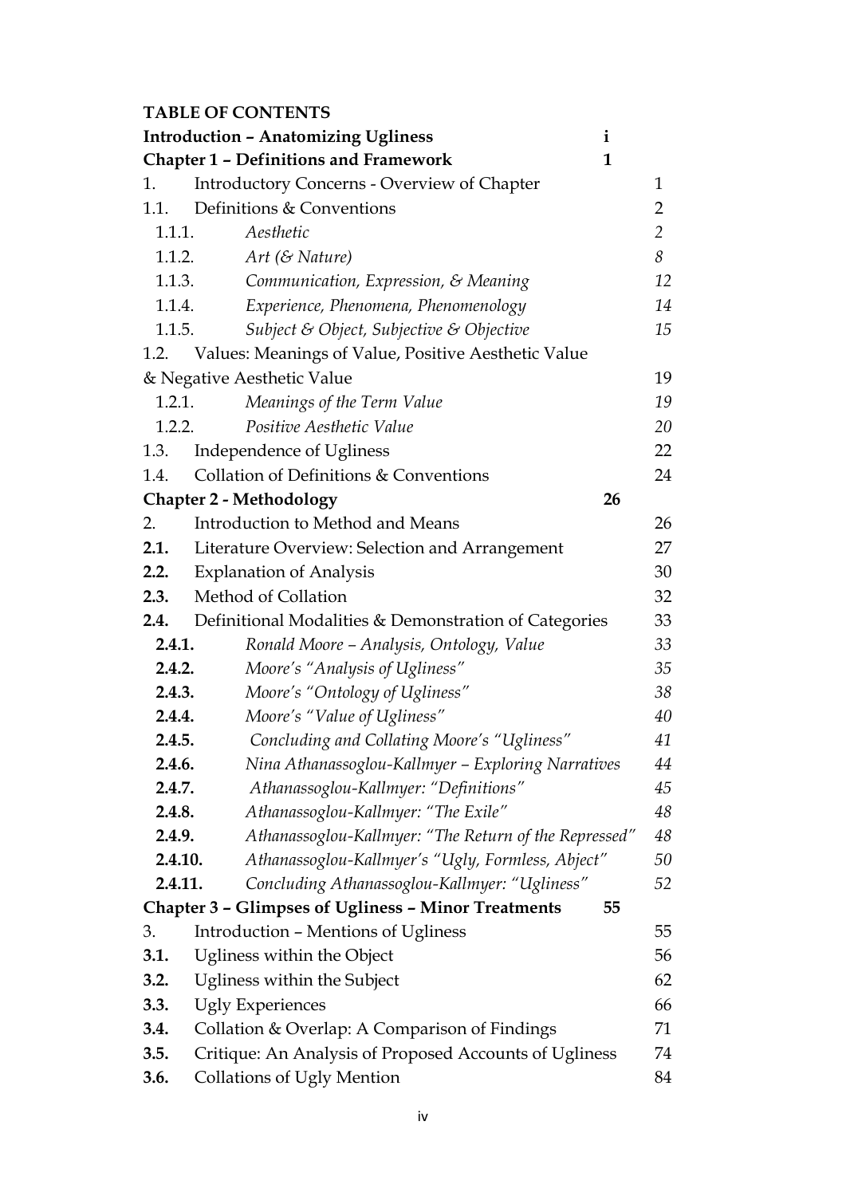**TABLE OF CONTENTS**

**Introduction – Anatomizing Ugliness** i

**Chapter 1 – Definitions and Framework** 1

1. Introductory Concerns - Overview of Chapter 1
1.1. Definitions & Conventions 2
  1.1.1. *Aesthetic* *2*
  1.1.2. *Art (& Nature)* *8*
  1.1.3. *Communication, Expression, & Meaning* *12*
  1.1.4. *Experience, Phenomena, Phenomenology* *14*
  1.1.5. *Subject & Object, Subjective & Objective* *15*
1.2. Values: Meanings of Value, Positive Aesthetic Value & Negative Aesthetic Value 19
  1.2.1. *Meanings of the Term Value* *19*
  1.2.2. *Positive Aesthetic Value* *20*
1.3. Independence of Ugliness 22
1.4. Collation of Definitions & Conventions 24

**Chapter 2 - Methodology** 26

2. Introduction to Method and Means 26
**2.1.** Literature Overview: Selection and Arrangement 27
**2.2.** Explanation of Analysis 30
**2.3.** Method of Collation 32
**2.4.** Definitional Modalities & Demonstration of Categories 33
  **2.4.1.** *Ronald Moore – Analysis, Ontology, Value* *33*
  **2.4.2.** *Moore's "Analysis of Ugliness"* *35*
  **2.4.3.** *Moore's "Ontology of Ugliness"* *38*
  **2.4.4.** *Moore's "Value of Ugliness"* *40*
  **2.4.5.** *Concluding and Collating Moore's "Ugliness"* *41*
  **2.4.6.** *Nina Athanassoglou-Kallmyer – Exploring Narratives* *44*
  **2.4.7.** *Athanassoglou-Kallmyer: "Definitions"* *45*
  **2.4.8.** *Athanassoglou-Kallmyer: "The Exile"* *48*
  **2.4.9.** *Athanassoglou-Kallmyer: "The Return of the Repressed"* *48*
  **2.4.10.** *Athanassoglou-Kallmyer's "Ugly, Formless, Abject"* *50*
  **2.4.11.** *Concluding Athanassoglou-Kallmyer: "Ugliness"* *52*

**Chapter 3 – Glimpses of Ugliness – Minor Treatments** 55

3. Introduction – Mentions of Ugliness 55
**3.1.** Ugliness within the Object 56
**3.2.** Ugliness within the Subject 62
**3.3.** Ugly Experiences 66
**3.4.** Collation & Overlap: A Comparison of Findings 71
**3.5.** Critique: An Analysis of Proposed Accounts of Ugliness 74
**3.6.** Collations of Ugly Mention 84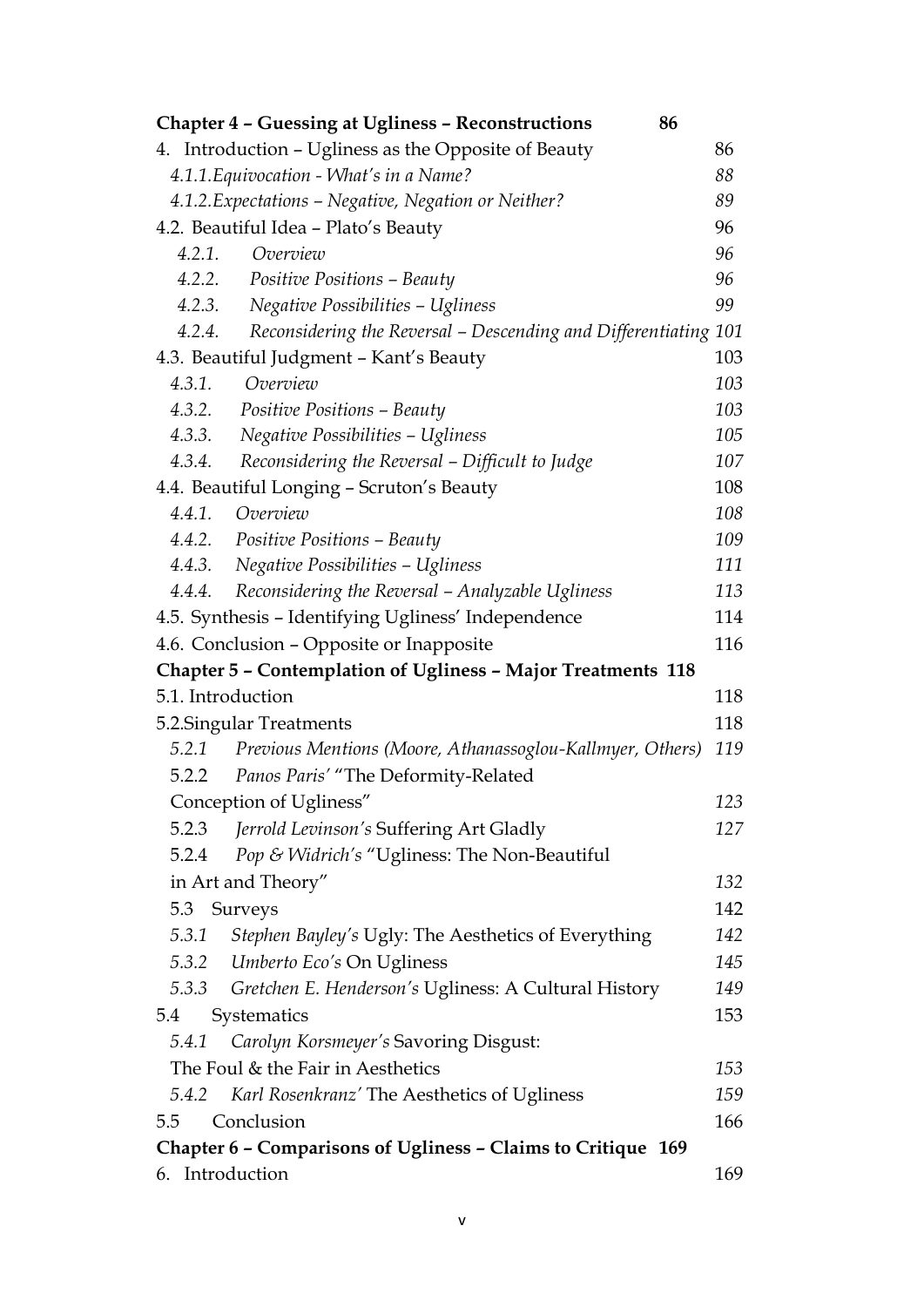**Chapter 4 – Guessing at Ugliness – Reconstructions 86**

4. Introduction – Ugliness as the Opposite of Beauty 86

*4.1.1. Equivocation - What's in a Name?* *88*

*4.1.2. Expectations – Negative, Negation or Neither?* *89*

4.2. Beautiful Idea – Plato's Beauty 96

*4.2.1. Overview* *96*

*4.2.2. Positive Positions – Beauty* *96*

*4.2.3. Negative Possibilities – Ugliness* *99*

*4.2.4. Reconsidering the Reversal – Descending and Differentiating* *101*

4.3. Beautiful Judgment – Kant's Beauty 103

*4.3.1. Overview* *103*

*4.3.2. Positive Positions – Beauty* *103*

*4.3.3. Negative Possibilities – Ugliness* *105*

*4.3.4. Reconsidering the Reversal – Difficult to Judge* *107*

4.4. Beautiful Longing – Scruton's Beauty 108

*4.4.1. Overview* *108*

*4.4.2. Positive Positions – Beauty* *109*

*4.4.3. Negative Possibilities – Ugliness* *111*

*4.4.4. Reconsidering the Reversal – Analyzable Ugliness* *113*

4.5. Synthesis – Identifying Ugliness' Independence 114

4.6. Conclusion – Opposite or Inapposite 116

**Chapter 5 – Contemplation of Ugliness – Major Treatments 118**

5.1. Introduction 118

5.2. Singular Treatments 118

*5.2.1 Previous Mentions (Moore, Athanassoglou-Kallmyer, Others)* *119*

5.2.2 *Panos Paris'* "The Deformity-Related Conception of Ugliness" *123*

5.2.3 *Jerrold Levinson's* Suffering Art Gladly *127*

5.2.4 *Pop & Widrich's* "Ugliness: The Non-Beautiful in Art and Theory" *132*

5.3 Surveys 142

*5.3.1 Stephen Bayley's* Ugly: The Aesthetics of Everything 142

*5.3.2 Umberto Eco's* On Ugliness 145

*5.3.3 Gretchen E. Henderson's* Ugliness: A Cultural History 149

5.4 Systematics 153

*5.4.1 Carolyn Korsmeyer's* Savoring Disgust: The Foul & the Fair in Aesthetics 153

*5.4.2 Karl Rosenkranz'* The Aesthetics of Ugliness 159

5.5 Conclusion 166

**Chapter 6 – Comparisons of Ugliness – Claims to Critique 169**

6. Introduction 169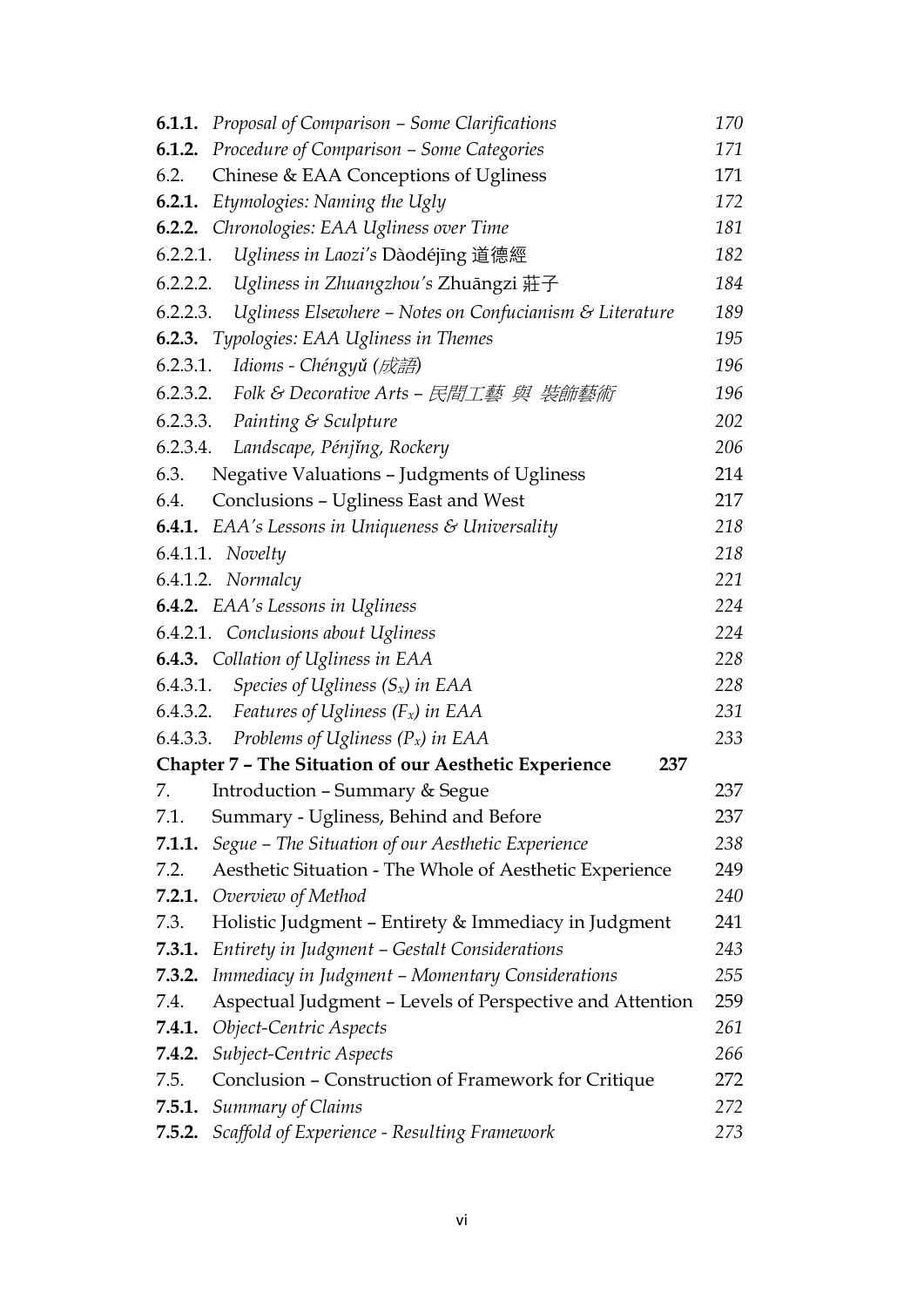| | | |
|---|---|---|
| **6.1.1.** | *Proposal of Comparison – Some Clarifications* | *170* |
| **6.1.2.** | *Procedure of Comparison – Some Categories* | *171* |
| 6.2. | Chinese & EAA Conceptions of Ugliness | 171 |
| **6.2.1.** | *Etymologies: Naming the Ugly* | *172* |
| **6.2.2.** | *Chronologies: EAA Ugliness over Time* | *181* |
| 6.2.2.1. | *Ugliness in Laozi's* Dàodéjīng 道德經 | *182* |
| 6.2.2.2. | *Ugliness in Zhuangzhou's* Zhuāngzi 莊子 | *184* |
| 6.2.2.3. | *Ugliness Elsewhere – Notes on Confucianism & Literature* | *189* |
| **6.2.3.** | *Typologies: EAA Ugliness in Themes* | *195* |
| 6.2.3.1. | *Idioms - Chéngyǔ (成語)* | *196* |
| 6.2.3.2. | *Folk & Decorative Arts – 民間工藝 與 裝飾藝術* | *196* |
| 6.2.3.3. | *Painting & Sculpture* | *202* |
| 6.2.3.4. | *Landscape, Pénjǐng, Rockery* | *206* |
| 6.3. | Negative Valuations – Judgments of Ugliness | 214 |
| 6.4. | Conclusions – Ugliness East and West | 217 |
| **6.4.1.** | *EAA's Lessons in Uniqueness & Universality* | *218* |
| 6.4.1.1. | *Novelty* | *218* |
| 6.4.1.2. | *Normalcy* | *221* |
| **6.4.2.** | *EAA's Lessons in Ugliness* | *224* |
| 6.4.2.1. | *Conclusions about Ugliness* | *224* |
| **6.4.3.** | *Collation of Ugliness in EAA* | *228* |
| 6.4.3.1. | *Species of Ugliness ($S_x$) in EAA* | *228* |
| 6.4.3.2. | *Features of Ugliness ($F_x$) in EAA* | *231* |
| 6.4.3.3. | *Problems of Ugliness ($P_x$) in EAA* | *233* |
| **Chapter 7 – The Situation of our Aesthetic Experience** | | **237** |
| 7. | Introduction – Summary & Segue | 237 |
| 7.1. | Summary - Ugliness, Behind and Before | 237 |
| **7.1.1.** | *Segue – The Situation of our Aesthetic Experience* | *238* |
| 7.2. | Aesthetic Situation - The Whole of Aesthetic Experience | 249 |
| **7.2.1.** | *Overview of Method* | *240* |
| 7.3. | Holistic Judgment – Entirety & Immediacy in Judgment | 241 |
| **7.3.1.** | *Entirety in Judgment – Gestalt Considerations* | *243* |
| **7.3.2.** | *Immediacy in Judgment – Momentary Considerations* | *255* |
| 7.4. | Aspectual Judgment – Levels of Perspective and Attention | 259 |
| **7.4.1.** | *Object-Centric Aspects* | *261* |
| **7.4.2.** | *Subject-Centric Aspects* | *266* |
| 7.5. | Conclusion – Construction of Framework for Critique | 272 |
| **7.5.1.** | *Summary of Claims* | *272* |
| **7.5.2.** | *Scaffold of Experience - Resulting Framework* | *273* |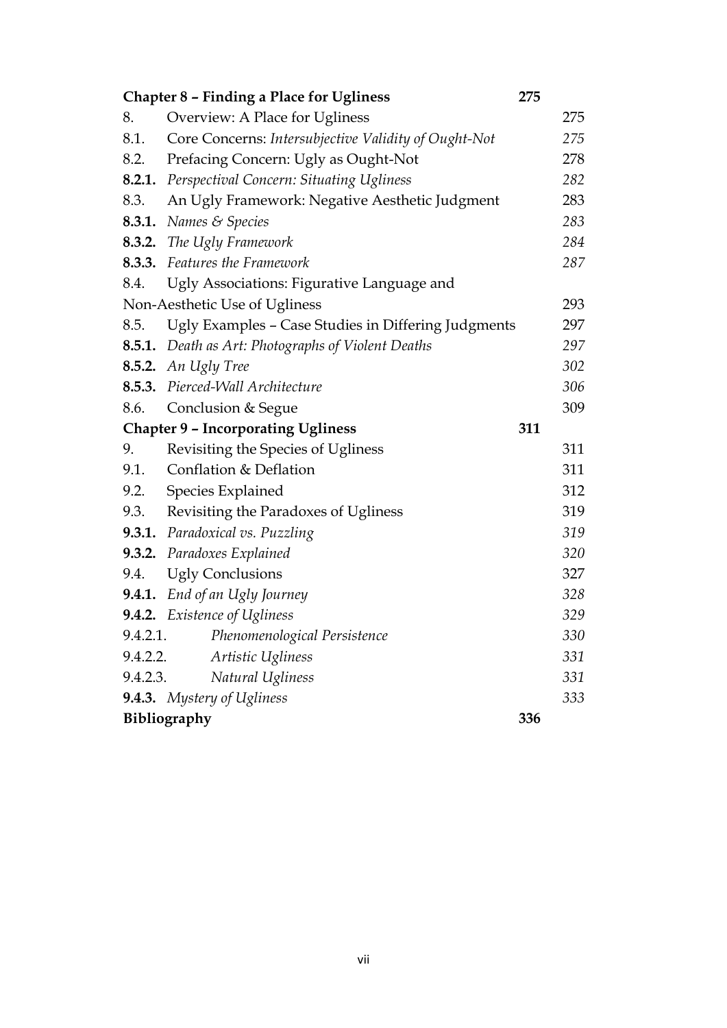| | | | |
|---|---|---|---|
| **Chapter 8 – Finding a Place for Ugliness** | | **275** | |
| 8. | Overview: A Place for Ugliness | | 275 |
| 8.1. | Core Concerns: *Intersubjective Validity of Ought-Not* | | *275* |
| 8.2. | Prefacing Concern: Ugly as Ought-Not | | 278 |
| **8.2.1.** | *Perspectival Concern: Situating Ugliness* | | *282* |
| 8.3. | An Ugly Framework: Negative Aesthetic Judgment | | 283 |
| **8.3.1.** | *Names & Species* | | *283* |
| **8.3.2.** | *The Ugly Framework* | | *284* |
| **8.3.3.** | *Features the Framework* | | *287* |
| 8.4. | Ugly Associations: Figurative Language and Non-Aesthetic Use of Ugliness | | 293 |
| 8.5. | Ugly Examples – Case Studies in Differing Judgments | | 297 |
| **8.5.1.** | *Death as Art: Photographs of Violent Deaths* | | *297* |
| **8.5.2.** | *An Ugly Tree* | | *302* |
| **8.5.3.** | *Pierced-Wall Architecture* | | *306* |
| 8.6. | Conclusion & Segue | | 309 |
| **Chapter 9 – Incorporating Ugliness** | | **311** | |
| 9. | Revisiting the Species of Ugliness | | 311 |
| 9.1. | Conflation & Deflation | | 311 |
| 9.2. | Species Explained | | 312 |
| 9.3. | Revisiting the Paradoxes of Ugliness | | 319 |
| **9.3.1.** | *Paradoxical vs. Puzzling* | | *319* |
| **9.3.2.** | *Paradoxes Explained* | | *320* |
| 9.4. | Ugly Conclusions | | 327 |
| **9.4.1.** | *End of an Ugly Journey* | | *328* |
| **9.4.2.** | *Existence of Ugliness* | | *329* |
| 9.4.2.1. | *Phenomenological Persistence* | | *330* |
| 9.4.2.2. | *Artistic Ugliness* | | *331* |
| 9.4.2.3. | *Natural Ugliness* | | *331* |
| **9.4.3.** | *Mystery of Ugliness* | | *333* |
| **Bibliography** | | **336** | |